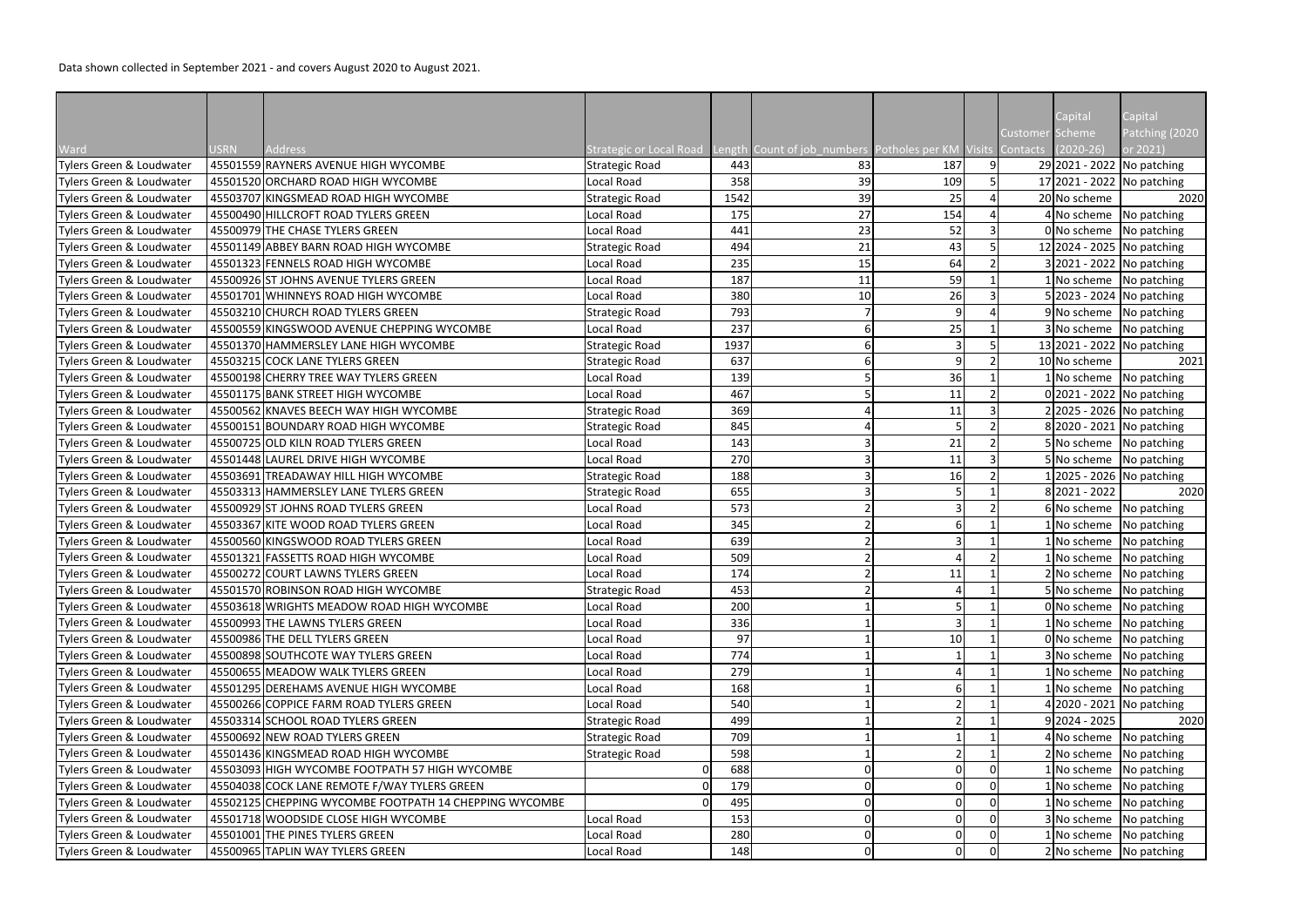Data shown collected in September 2021 - and covers August 2020 to August 2021.

| Ward | USRN | Address | Strategic or Local Road | Length | Count of job_numbers | Potholes per KM | Visits | Customer Contacts | Capital Scheme (2020-26) | Capital Patching (2020 or 2021) |
|---|---|---|---|---|---|---|---|---|---|---|
| Tylers Green & Loudwater | 45501559 | RAYNERS AVENUE HIGH WYCOMBE | Strategic Road | 443 | 83 | 187 | 9 | 29 | 2021 - 2022 | No patching |
| Tylers Green & Loudwater | 45501520 | ORCHARD ROAD HIGH WYCOMBE | Local Road | 358 | 39 | 109 | 5 | 17 | 2021 - 2022 | No patching |
| Tylers Green & Loudwater | 45503707 | KINGSMEAD ROAD HIGH WYCOMBE | Strategic Road | 1542 | 39 | 25 | 4 | 20 | No scheme | 2020 |
| Tylers Green & Loudwater | 45500490 | HILLCROFT ROAD TYLERS GREEN | Local Road | 175 | 27 | 154 | 4 | 4 | No scheme | No patching |
| Tylers Green & Loudwater | 45500979 | THE CHASE TYLERS GREEN | Local Road | 441 | 23 | 52 | 3 | 0 | No scheme | No patching |
| Tylers Green & Loudwater | 45501149 | ABBEY BARN ROAD HIGH WYCOMBE | Strategic Road | 494 | 21 | 43 | 5 | 12 | 2024 - 2025 | No patching |
| Tylers Green & Loudwater | 45501323 | FENNELS ROAD HIGH WYCOMBE | Local Road | 235 | 15 | 64 | 2 | 3 | 2021 - 2022 | No patching |
| Tylers Green & Loudwater | 45500926 | ST JOHNS AVENUE TYLERS GREEN | Local Road | 187 | 11 | 59 | 1 | 1 | No scheme | No patching |
| Tylers Green & Loudwater | 45501701 | WHINNEYS ROAD HIGH WYCOMBE | Local Road | 380 | 10 | 26 | 3 | 5 | 2023 - 2024 | No patching |
| Tylers Green & Loudwater | 45503210 | CHURCH ROAD TYLERS GREEN | Strategic Road | 793 | 7 | 9 | 4 | 9 | No scheme | No patching |
| Tylers Green & Loudwater | 45500559 | KINGSWOOD AVENUE CHEPPING WYCOMBE | Local Road | 237 | 6 | 25 | 1 | 3 | No scheme | No patching |
| Tylers Green & Loudwater | 45501370 | HAMMERSLEY LANE HIGH WYCOMBE | Strategic Road | 1937 | 6 | 3 | 5 | 13 | 2021 - 2022 | No patching |
| Tylers Green & Loudwater | 45503215 | COCK LANE TYLERS GREEN | Strategic Road | 637 | 6 | 9 | 2 | 10 | No scheme | 2021 |
| Tylers Green & Loudwater | 45500198 | CHERRY TREE WAY TYLERS GREEN | Local Road | 139 | 5 | 36 | 1 | 1 | No scheme | No patching |
| Tylers Green & Loudwater | 45501175 | BANK STREET HIGH WYCOMBE | Local Road | 467 | 5 | 11 | 2 | 0 | 2021 - 2022 | No patching |
| Tylers Green & Loudwater | 45500562 | KNAVES BEECH WAY HIGH WYCOMBE | Strategic Road | 369 | 4 | 11 | 3 | 2 | 2025 - 2026 | No patching |
| Tylers Green & Loudwater | 45500151 | BOUNDARY ROAD HIGH WYCOMBE | Strategic Road | 845 | 4 | 5 | 2 | 8 | 2020 - 2021 | No patching |
| Tylers Green & Loudwater | 45500725 | OLD KILN ROAD TYLERS GREEN | Local Road | 143 | 3 | 21 | 2 | 5 | No scheme | No patching |
| Tylers Green & Loudwater | 45501448 | LAUREL DRIVE HIGH WYCOMBE | Local Road | 270 | 3 | 11 | 3 | 5 | No scheme | No patching |
| Tylers Green & Loudwater | 45503691 | TREADAWAY HILL HIGH WYCOMBE | Strategic Road | 188 | 3 | 16 | 2 | 1 | 2025 - 2026 | No patching |
| Tylers Green & Loudwater | 45503313 | HAMMERSLEY LANE TYLERS GREEN | Strategic Road | 655 | 3 | 5 | 1 | 8 | 2021 - 2022 | 2020 |
| Tylers Green & Loudwater | 45500929 | ST JOHNS ROAD TYLERS GREEN | Local Road | 573 | 2 | 3 | 2 | 6 | No scheme | No patching |
| Tylers Green & Loudwater | 45503367 | KITE WOOD ROAD TYLERS GREEN | Local Road | 345 | 2 | 6 | 1 | 1 | No scheme | No patching |
| Tylers Green & Loudwater | 45500560 | KINGSWOOD ROAD TYLERS GREEN | Local Road | 639 | 2 | 3 | 1 | 1 | No scheme | No patching |
| Tylers Green & Loudwater | 45501321 | FASSETTS ROAD HIGH WYCOMBE | Local Road | 509 | 2 | 4 | 2 | 1 | No scheme | No patching |
| Tylers Green & Loudwater | 45500272 | COURT LAWNS TYLERS GREEN | Local Road | 174 | 2 | 11 | 1 | 2 | No scheme | No patching |
| Tylers Green & Loudwater | 45501570 | ROBINSON ROAD HIGH WYCOMBE | Strategic Road | 453 | 2 | 4 | 1 | 5 | No scheme | No patching |
| Tylers Green & Loudwater | 45503618 | WRIGHTS MEADOW ROAD HIGH WYCOMBE | Local Road | 200 | 1 | 5 | 1 | 0 | No scheme | No patching |
| Tylers Green & Loudwater | 45500993 | THE LAWNS TYLERS GREEN | Local Road | 336 | 1 | 3 | 1 | 1 | No scheme | No patching |
| Tylers Green & Loudwater | 45500986 | THE DELL TYLERS GREEN | Local Road | 97 | 1 | 10 | 1 | 0 | No scheme | No patching |
| Tylers Green & Loudwater | 45500898 | SOUTHCOTE WAY TYLERS GREEN | Local Road | 774 | 1 | 1 | 1 | 3 | No scheme | No patching |
| Tylers Green & Loudwater | 45500655 | MEADOW WALK TYLERS GREEN | Local Road | 279 | 1 | 4 | 1 | 1 | No scheme | No patching |
| Tylers Green & Loudwater | 45501295 | DEREHAMS AVENUE HIGH WYCOMBE | Local Road | 168 | 1 | 6 | 1 | 1 | No scheme | No patching |
| Tylers Green & Loudwater | 45500266 | COPPICE FARM ROAD TYLERS GREEN | Local Road | 540 | 1 | 2 | 1 | 4 | 2020 - 2021 | No patching |
| Tylers Green & Loudwater | 45503314 | SCHOOL ROAD TYLERS GREEN | Strategic Road | 499 | 1 | 2 | 1 | 9 | 2024 - 2025 | 2020 |
| Tylers Green & Loudwater | 45500692 | NEW ROAD TYLERS GREEN | Strategic Road | 709 | 1 | 1 | 1 | 4 | No scheme | No patching |
| Tylers Green & Loudwater | 45501436 | KINGSMEAD ROAD HIGH WYCOMBE | Strategic Road | 598 | 1 | 2 | 1 | 2 | No scheme | No patching |
| Tylers Green & Loudwater | 45503093 | HIGH WYCOMBE FOOTPATH 57 HIGH WYCOMBE | 0 | 688 | 0 | 0 | 0 | 1 | No scheme | No patching |
| Tylers Green & Loudwater | 45504038 | COCK LANE REMOTE F/WAY TYLERS GREEN | 0 | 179 | 0 | 0 | 0 | 1 | No scheme | No patching |
| Tylers Green & Loudwater | 45502125 | CHEPPING WYCOMBE FOOTPATH 14 CHEPPING WYCOMBE | 0 | 495 | 0 | 0 | 0 | 1 | No scheme | No patching |
| Tylers Green & Loudwater | 45501718 | WOODSIDE CLOSE HIGH WYCOMBE | Local Road | 153 | 0 | 0 | 0 | 3 | No scheme | No patching |
| Tylers Green & Loudwater | 45501001 | THE PINES TYLERS GREEN | Local Road | 280 | 0 | 0 | 0 | 1 | No scheme | No patching |
| Tylers Green & Loudwater | 45500965 | TAPLIN WAY TYLERS GREEN | Local Road | 148 | 0 | 0 | 0 | 2 | No scheme | No patching |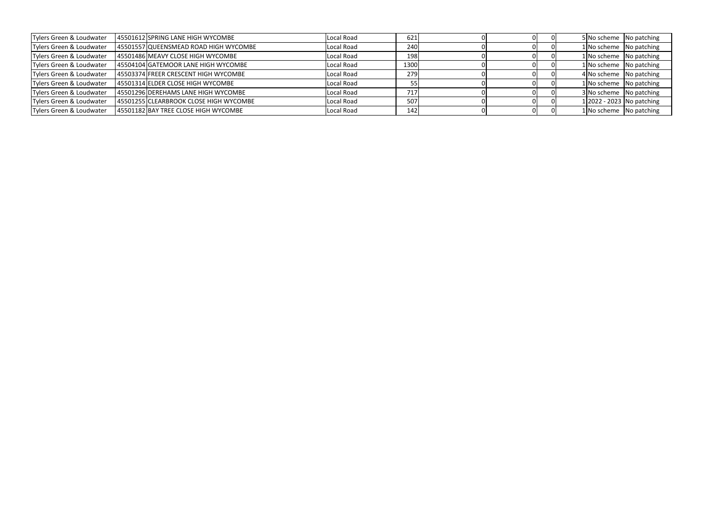| | | | | | | | | | | |
|---|---|---|---|---|---|---|---|---|---|---|
| Tylers Green & Loudwater | 45501612 | SPRING LANE HIGH WYCOMBE | Local Road | 621 | 0 | 0 | 0 | 5 | No scheme | No patching |
| Tylers Green & Loudwater | 45501557 | QUEENSMEAD ROAD HIGH WYCOMBE | Local Road | 240 | 0 | 0 | 0 | 1 | No scheme | No patching |
| Tylers Green & Loudwater | 45501486 | MEAVY CLOSE HIGH WYCOMBE | Local Road | 198 | 0 | 0 | 0 | 1 | No scheme | No patching |
| Tylers Green & Loudwater | 45504104 | GATEMOOR LANE HIGH WYCOMBE | Local Road | 1300 | 0 | 0 | 0 | 1 | No scheme | No patching |
| Tylers Green & Loudwater | 45503374 | FREER CRESCENT HIGH WYCOMBE | Local Road | 279 | 0 | 0 | 0 | 4 | No scheme | No patching |
| Tylers Green & Loudwater | 45501314 | ELDER CLOSE HIGH WYCOMBE | Local Road | 55 | 0 | 0 | 0 | 1 | No scheme | No patching |
| Tylers Green & Loudwater | 45501296 | DEREHAMS LANE HIGH WYCOMBE | Local Road | 717 | 0 | 0 | 0 | 3 | No scheme | No patching |
| Tylers Green & Loudwater | 45501255 | CLEARBROOK CLOSE HIGH WYCOMBE | Local Road | 507 | 0 | 0 | 0 | 1 | 2022 - 2023 | No patching |
| Tylers Green & Loudwater | 45501182 | BAY TREE CLOSE HIGH WYCOMBE | Local Road | 142 | 0 | 0 | 0 | 1 | No scheme | No patching |